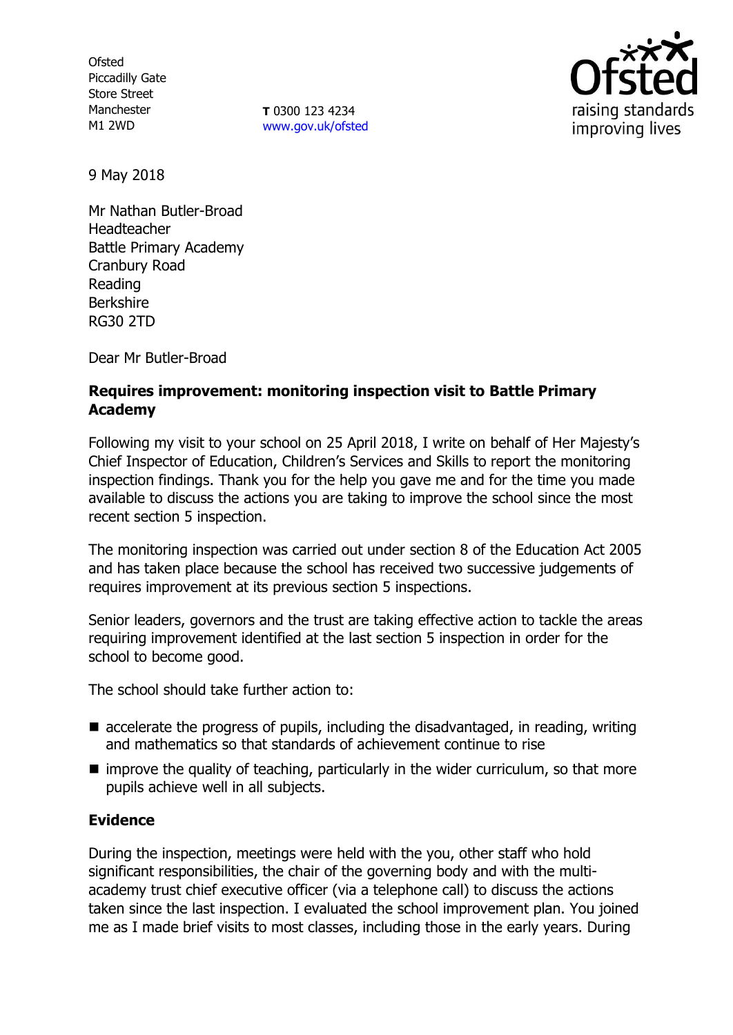Ofsted
Piccadilly Gate
Store Street
Manchester
M1 2WD

**T** 0300 123 4234
www.gov.uk/ofsted

9 May 2018

Mr Nathan Butler-Broad
Headteacher
Battle Primary Academy
Cranbury Road
Reading
Berkshire
RG30 2TD

Dear Mr Butler-Broad

**Requires improvement: monitoring inspection visit to Battle Primary Academy**

Following my visit to your school on 25 April 2018, I write on behalf of Her Majesty's Chief Inspector of Education, Children's Services and Skills to report the monitoring inspection findings. Thank you for the help you gave me and for the time you made available to discuss the actions you are taking to improve the school since the most recent section 5 inspection.

The monitoring inspection was carried out under section 8 of the Education Act 2005 and has taken place because the school has received two successive judgements of requires improvement at its previous section 5 inspections.

Senior leaders, governors and the trust are taking effective action to tackle the areas requiring improvement identified at the last section 5 inspection in order for the school to become good.

The school should take further action to:

- accelerate the progress of pupils, including the disadvantaged, in reading, writing and mathematics so that standards of achievement continue to rise
- improve the quality of teaching, particularly in the wider curriculum, so that more pupils achieve well in all subjects.

**Evidence**

During the inspection, meetings were held with the you, other staff who hold significant responsibilities, the chair of the governing body and with the multi-academy trust chief executive officer (via a telephone call) to discuss the actions taken since the last inspection. I evaluated the school improvement plan. You joined me as I made brief visits to most classes, including those in the early years. During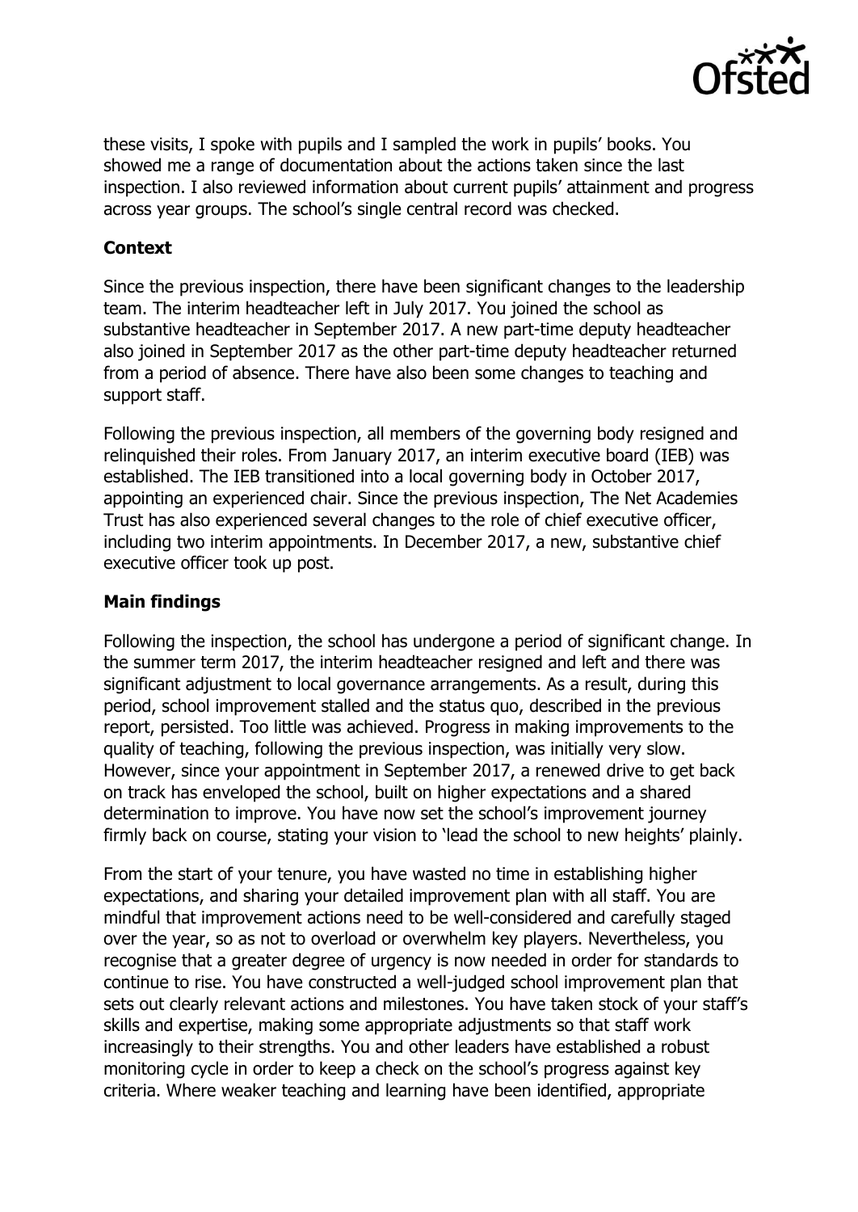these visits, I spoke with pupils and I sampled the work in pupils' books. You showed me a range of documentation about the actions taken since the last inspection. I also reviewed information about current pupils' attainment and progress across year groups. The school's single central record was checked.

**Context**

Since the previous inspection, there have been significant changes to the leadership team. The interim headteacher left in July 2017. You joined the school as substantive headteacher in September 2017. A new part-time deputy headteacher also joined in September 2017 as the other part-time deputy headteacher returned from a period of absence. There have also been some changes to teaching and support staff.

Following the previous inspection, all members of the governing body resigned and relinquished their roles. From January 2017, an interim executive board (IEB) was established. The IEB transitioned into a local governing body in October 2017, appointing an experienced chair. Since the previous inspection, The Net Academies Trust has also experienced several changes to the role of chief executive officer, including two interim appointments. In December 2017, a new, substantive chief executive officer took up post.

**Main findings**

Following the inspection, the school has undergone a period of significant change. In the summer term 2017, the interim headteacher resigned and left and there was significant adjustment to local governance arrangements. As a result, during this period, school improvement stalled and the status quo, described in the previous report, persisted. Too little was achieved. Progress in making improvements to the quality of teaching, following the previous inspection, was initially very slow. However, since your appointment in September 2017, a renewed drive to get back on track has enveloped the school, built on higher expectations and a shared determination to improve. You have now set the school's improvement journey firmly back on course, stating your vision to 'lead the school to new heights' plainly.

From the start of your tenure, you have wasted no time in establishing higher expectations, and sharing your detailed improvement plan with all staff. You are mindful that improvement actions need to be well-considered and carefully staged over the year, so as not to overload or overwhelm key players. Nevertheless, you recognise that a greater degree of urgency is now needed in order for standards to continue to rise. You have constructed a well-judged school improvement plan that sets out clearly relevant actions and milestones. You have taken stock of your staff's skills and expertise, making some appropriate adjustments so that staff work increasingly to their strengths. You and other leaders have established a robust monitoring cycle in order to keep a check on the school's progress against key criteria. Where weaker teaching and learning have been identified, appropriate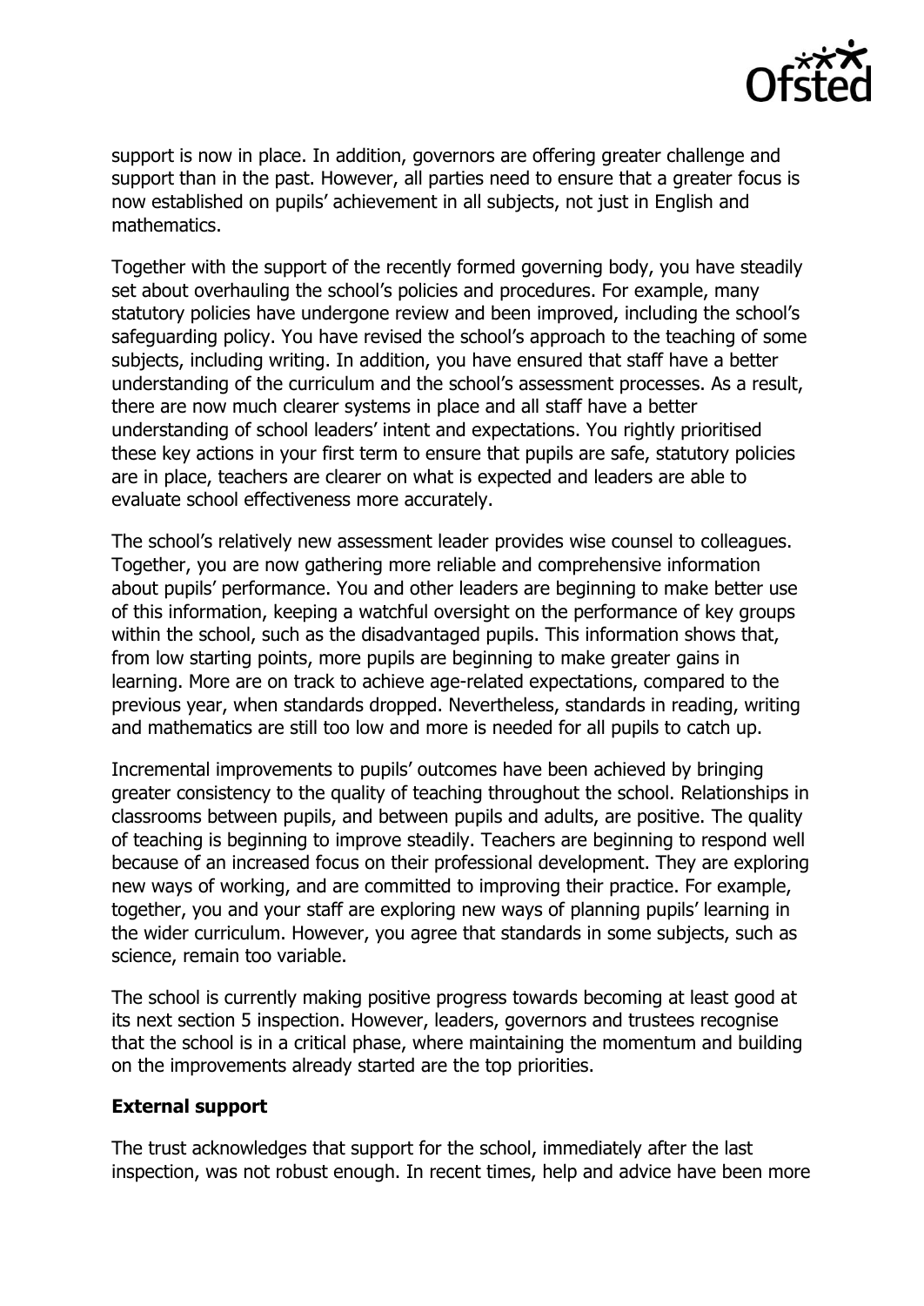support is now in place. In addition, governors are offering greater challenge and support than in the past. However, all parties need to ensure that a greater focus is now established on pupils' achievement in all subjects, not just in English and mathematics.

Together with the support of the recently formed governing body, you have steadily set about overhauling the school's policies and procedures. For example, many statutory policies have undergone review and been improved, including the school's safeguarding policy. You have revised the school's approach to the teaching of some subjects, including writing. In addition, you have ensured that staff have a better understanding of the curriculum and the school's assessment processes. As a result, there are now much clearer systems in place and all staff have a better understanding of school leaders' intent and expectations. You rightly prioritised these key actions in your first term to ensure that pupils are safe, statutory policies are in place, teachers are clearer on what is expected and leaders are able to evaluate school effectiveness more accurately.

The school's relatively new assessment leader provides wise counsel to colleagues. Together, you are now gathering more reliable and comprehensive information about pupils' performance. You and other leaders are beginning to make better use of this information, keeping a watchful oversight on the performance of key groups within the school, such as the disadvantaged pupils. This information shows that, from low starting points, more pupils are beginning to make greater gains in learning. More are on track to achieve age-related expectations, compared to the previous year, when standards dropped. Nevertheless, standards in reading, writing and mathematics are still too low and more is needed for all pupils to catch up.

Incremental improvements to pupils' outcomes have been achieved by bringing greater consistency to the quality of teaching throughout the school. Relationships in classrooms between pupils, and between pupils and adults, are positive. The quality of teaching is beginning to improve steadily. Teachers are beginning to respond well because of an increased focus on their professional development. They are exploring new ways of working, and are committed to improving their practice. For example, together, you and your staff are exploring new ways of planning pupils' learning in the wider curriculum. However, you agree that standards in some subjects, such as science, remain too variable.

The school is currently making positive progress towards becoming at least good at its next section 5 inspection. However, leaders, governors and trustees recognise that the school is in a critical phase, where maintaining the momentum and building on the improvements already started are the top priorities.

**External support**

The trust acknowledges that support for the school, immediately after the last inspection, was not robust enough. In recent times, help and advice have been more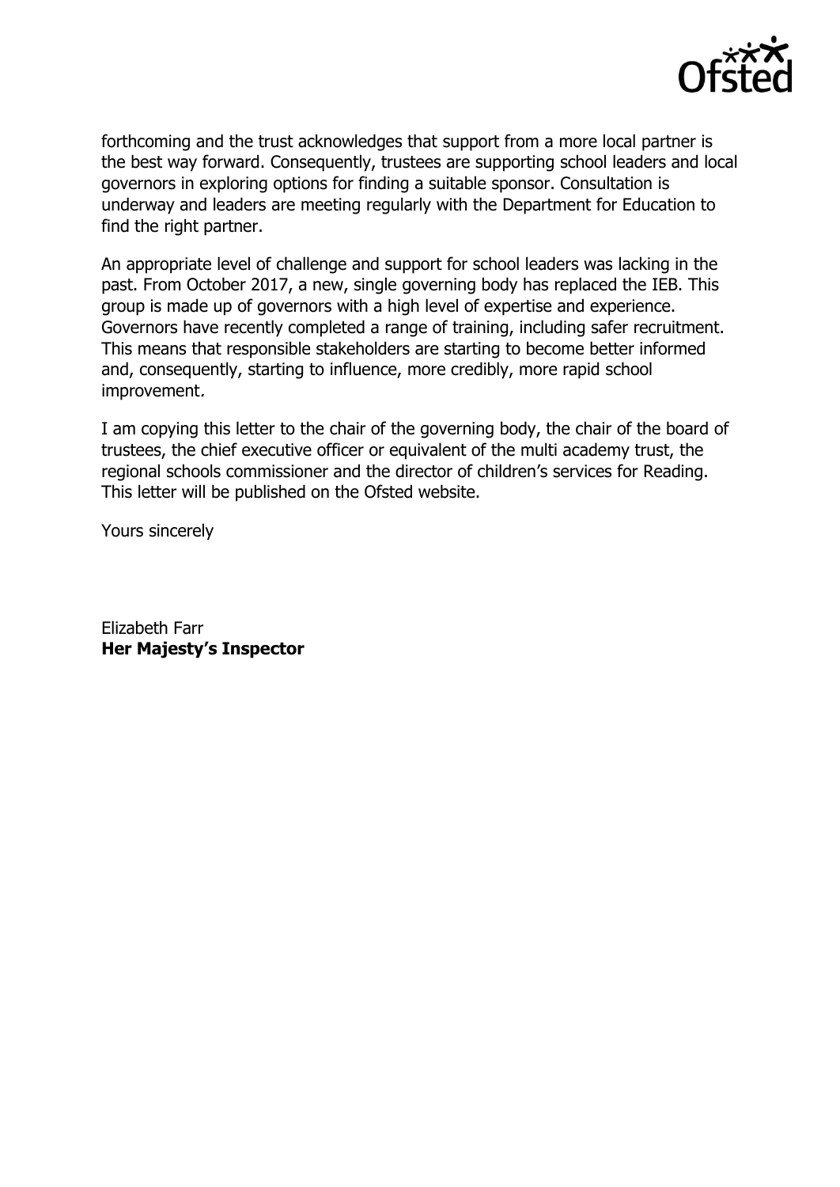forthcoming and the trust acknowledges that support from a more local partner is the best way forward. Consequently, trustees are supporting school leaders and local governors in exploring options for finding a suitable sponsor. Consultation is underway and leaders are meeting regularly with the Department for Education to find the right partner.

An appropriate level of challenge and support for school leaders was lacking in the past. From October 2017, a new, single governing body has replaced the IEB. This group is made up of governors with a high level of expertise and experience. Governors have recently completed a range of training, including safer recruitment. This means that responsible stakeholders are starting to become better informed and, consequently, starting to influence, more credibly, more rapid school improvement.

I am copying this letter to the chair of the governing body, the chair of the board of trustees, the chief executive officer or equivalent of the multi academy trust, the regional schools commissioner and the director of children's services for Reading. This letter will be published on the Ofsted website.

Yours sincerely

Elizabeth Farr
**Her Majesty's Inspector**